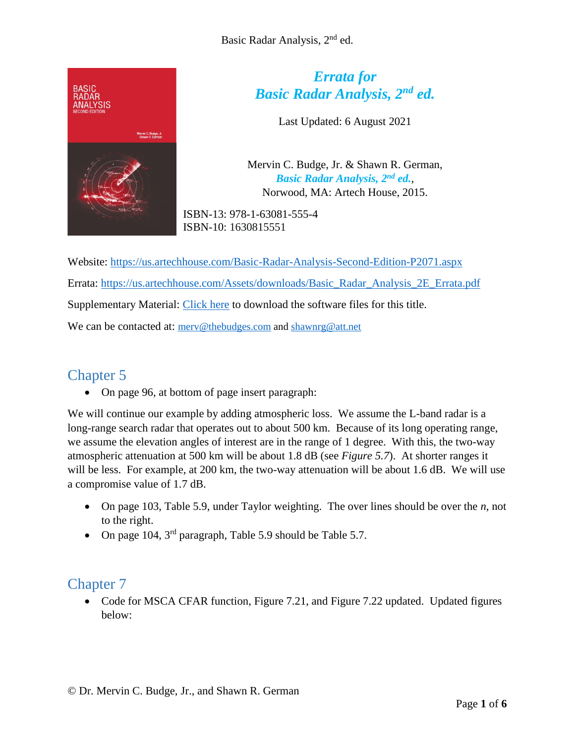# *Errata for Basic Radar Analysis, 2nd ed.*

Last Updated: 6 August 2021

Mervin C. Budge, Jr. & Shawn R. German, *Basic Radar Analysis, 2nd ed.*, Norwood, MA: Artech House, 2015.

ISBN-13: 978-1-63081-555-4
ISBN-10: 1630815551

Website: https://us.artechhouse.com/Basic-Radar-Analysis-Second-Edition-P2071.aspx

Errata: https://us.artechhouse.com/Assets/downloads/Basic_Radar_Analysis_2E_Errata.pdf

Supplementary Material: Click here to download the software files for this title.

We can be contacted at: merv@thebudges.com and shawnrg@att.net

## Chapter 5

- On page 96, at bottom of page insert paragraph:

We will continue our example by adding atmospheric loss. We assume the L-band radar is a long-range search radar that operates out to about 500 km. Because of its long operating range, we assume the elevation angles of interest are in the range of 1 degree. With this, the two-way atmospheric attenuation at 500 km will be about 1.8 dB (see *Figure 5.7*). At shorter ranges it will be less. For example, at 200 km, the two-way attenuation will be about 1.6 dB. We will use a compromise value of 1.7 dB.

- On page 103, Table 5.9, under Taylor weighting. The over lines should be over the *n*, not to the right.
- On page 104, 3rd paragraph, Table 5.9 should be Table 5.7.

## Chapter 7

- Code for MSCA CFAR function, Figure 7.21, and Figure 7.22 updated. Updated figures below:

© Dr. Mervin C. Budge, Jr., and Shawn R. German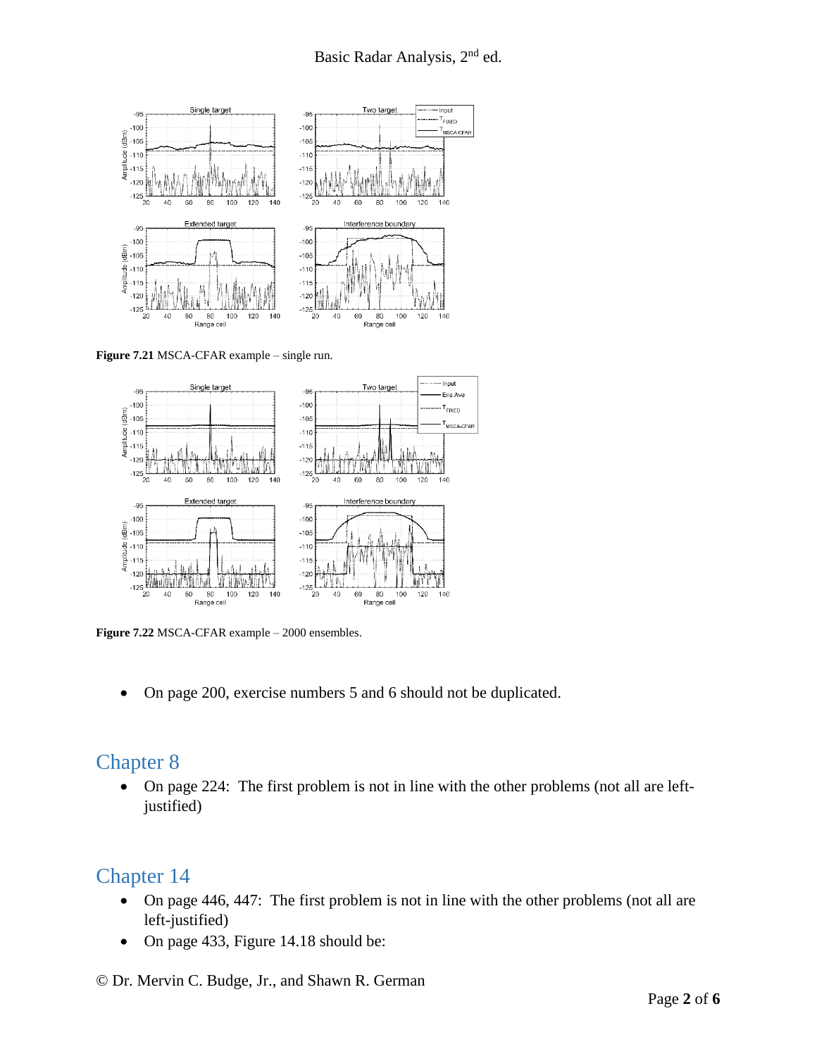Figure 7.21 MSCA-CFAR example – single run.

Figure 7.22 MSCA-CFAR example – 2000 ensembles.

- On page 200, exercise numbers 5 and 6 should not be duplicated.

## Chapter 8

- On page 224: The first problem is not in line with the other problems (not all are left-justified)

## Chapter 14

- On page 446, 447: The first problem is not in line with the other problems (not all are left-justified)
- On page 433, Figure 14.18 should be:

© Dr. Mervin C. Budge, Jr., and Shawn R. German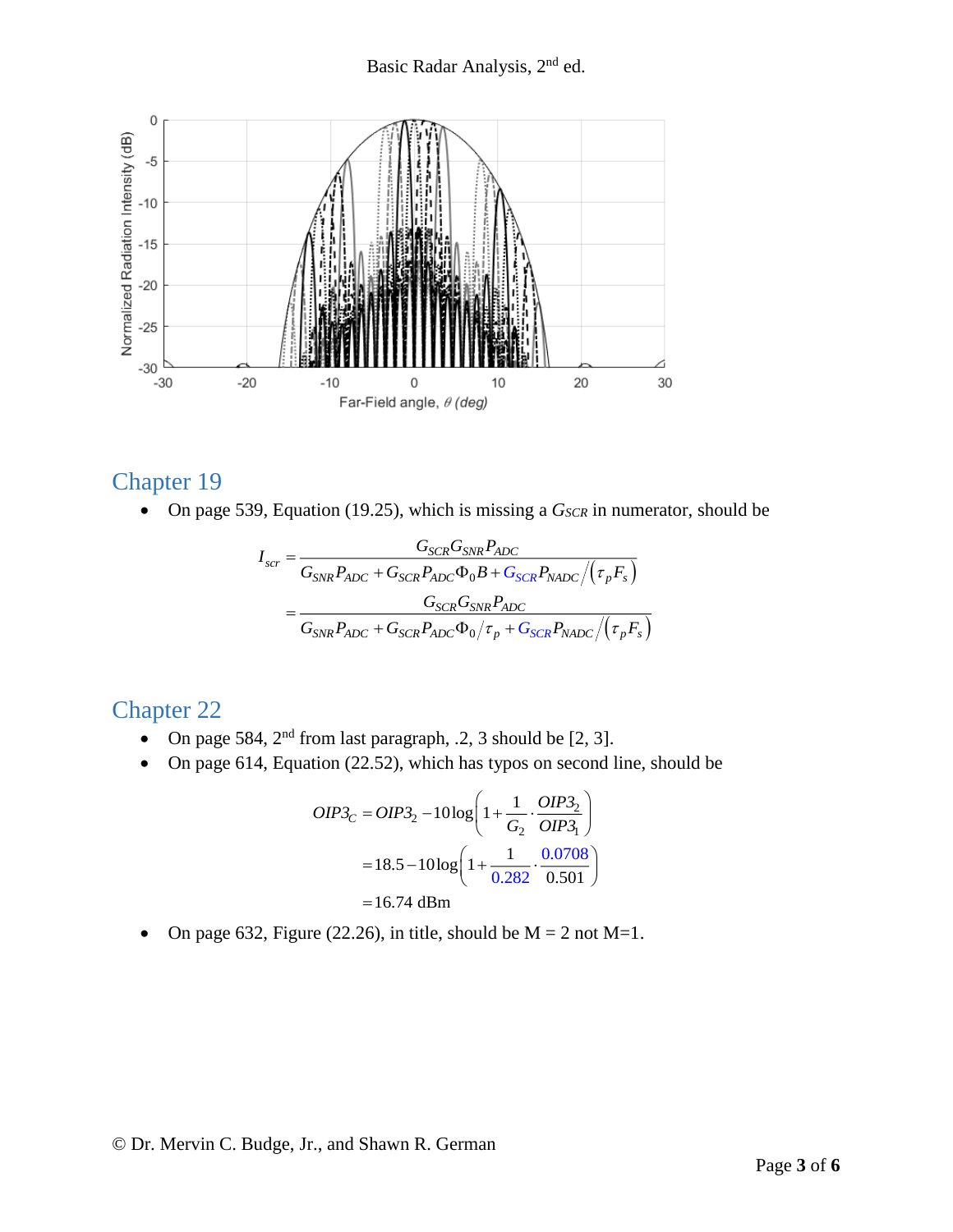## Chapter 19

- On page 539, Equation (19.25), which is missing a $G_{SCR}$ in numerator, should be

$$I_{scr} = \frac{G_{SCR} G_{SNR} P_{ADC}}{G_{SNR} P_{ADC} + G_{SCR} P_{ADC} \Phi_0 B + G_{SCR} P_{NADC} / (\tau_p F_s)}$$
$$= \frac{G_{SCR} G_{SNR} P_{ADC}}{G_{SNR} P_{ADC} + G_{SCR} P_{ADC} \Phi_0 / \tau_p + G_{SCR} P_{NADC} / (\tau_p F_s)}$$

## Chapter 22

- On page 584, 2nd from last paragraph, .2, 3 should be [2, 3].
- On page 614, Equation (22.52), which has typos on second line, should be

$$OIP3_C = OIP3_2 - 10\log\left(1 + \frac{1}{G_2} \cdot \frac{OIP3_2}{OIP3_1}\right)$$
$$= 18.5 - 10\log\left(1 + \frac{1}{0.282} \cdot \frac{0.0708}{0.501}\right)$$
$$= 16.74 \text{ dBm}$$

- On page 632, Figure (22.26), in title, should be M = 2 not M=1.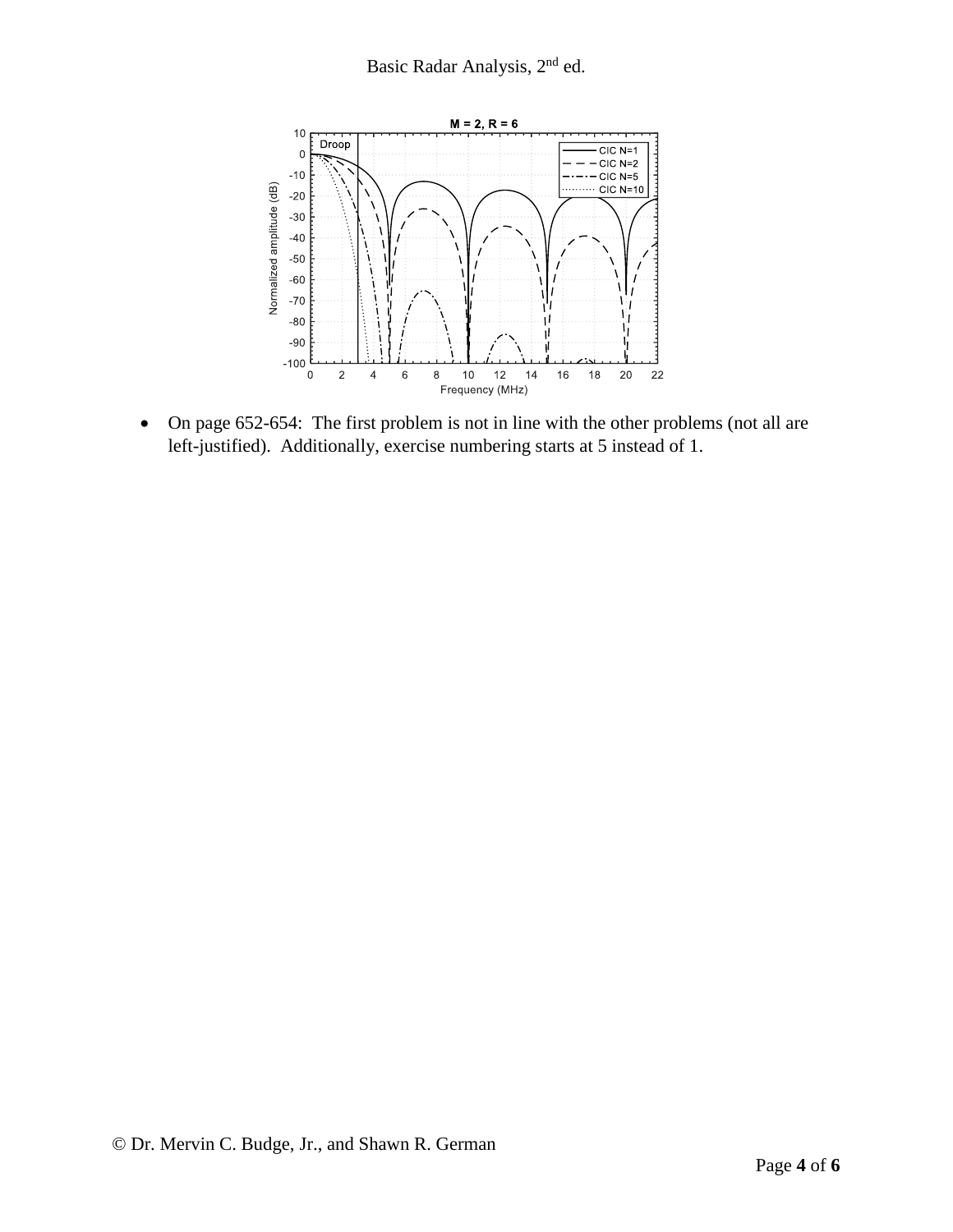- On page 652-654: The first problem is not in line with the other problems (not all are left-justified). Additionally, exercise numbering starts at 5 instead of 1.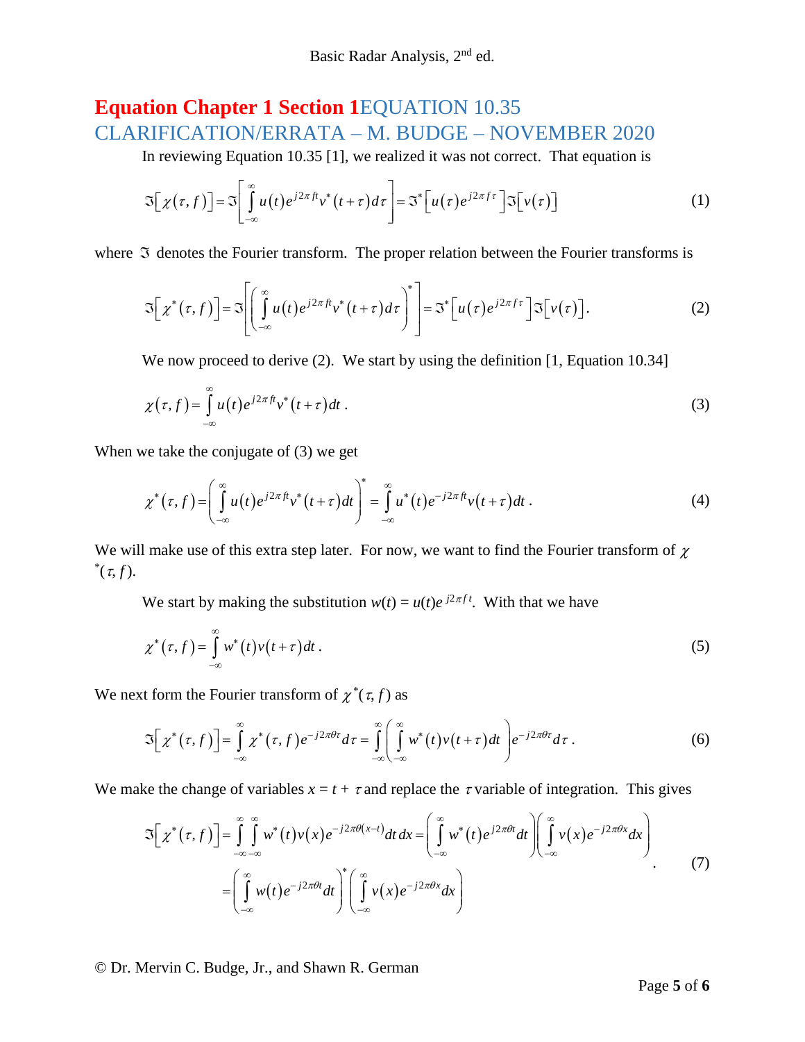# Equation Chapter 1 Section 1EQUATION 10.35 CLARIFICATION/ERRATA – M. BUDGE – NOVEMBER 2020

In reviewing Equation 10.35 [1], we realized it was not correct. That equation is

$$\Im\left[\chi(\tau,f)\right]=\Im\left[\int_{-\infty}^{\infty}u(t)e^{j2\pi ft}v^{*}(t+\tau)d\tau\right]=\Im^{*}\left[u(\tau)e^{j2\pi f\tau}\right]\Im\left[v(\tau)\right] \tag{1}$$

where $\Im$ denotes the Fourier transform. The proper relation between the Fourier transforms is

$$\Im\left[\chi^{*}(\tau,f)\right]=\Im\left[\left(\int_{-\infty}^{\infty}u(t)e^{j2\pi ft}v^{*}(t+\tau)d\tau\right)^{*}\right]=\Im^{*}\left[u(\tau)e^{j2\pi f\tau}\right]\Im\left[v(\tau)\right]. \tag{2}$$

We now proceed to derive (2). We start by using the definition [1, Equation 10.34]

$$\chi(\tau,f)=\int_{-\infty}^{\infty}u(t)e^{j2\pi ft}v^{*}(t+\tau)dt\,. \tag{3}$$

When we take the conjugate of (3) we get

$$\chi^{*}(\tau,f)=\left(\int_{-\infty}^{\infty}u(t)e^{j2\pi ft}v^{*}(t+\tau)dt\right)^{*}=\int_{-\infty}^{\infty}u^{*}(t)e^{-j2\pi ft}v(t+\tau)dt\,. \tag{4}$$

We will make use of this extra step later. For now, we want to find the Fourier transform of $\chi^{*}(\tau,f)$.

We start by making the substitution $w(t)=u(t)e^{j2\pi ft}$. With that we have

$$\chi^{*}(\tau,f)=\int_{-\infty}^{\infty}w^{*}(t)v(t+\tau)dt\,. \tag{5}$$

We next form the Fourier transform of $\chi^{*}(\tau,f)$ as

$$\Im\left[\chi^{*}(\tau,f)\right]=\int_{-\infty}^{\infty}\chi^{*}(\tau,f)e^{-j2\pi\theta\tau}d\tau=\int_{-\infty}^{\infty}\left(\int_{-\infty}^{\infty}w^{*}(t)v(t+\tau)dt\right)e^{-j2\pi\theta\tau}d\tau\,. \tag{6}$$

We make the change of variables $x=t+\tau$ and replace the $\tau$ variable of integration. This gives

$$\begin{aligned}\Im\left[\chi^{*}(\tau,f)\right]&=\int_{-\infty}^{\infty}\int_{-\infty}^{\infty}w^{*}(t)v(x)e^{-j2\pi\theta(x-t)}dt\,dx=\left(\int_{-\infty}^{\infty}w^{*}(t)e^{j2\pi\theta t}dt\right)\left(\int_{-\infty}^{\infty}v(x)e^{-j2\pi\theta x}dx\right)\\&=\left(\int_{-\infty}^{\infty}w(t)e^{-j2\pi\theta t}dt\right)^{*}\left(\int_{-\infty}^{\infty}v(x)e^{-j2\pi\theta x}dx\right)\end{aligned}. \tag{7}$$

© Dr. Mervin C. Budge, Jr., and Shawn R. German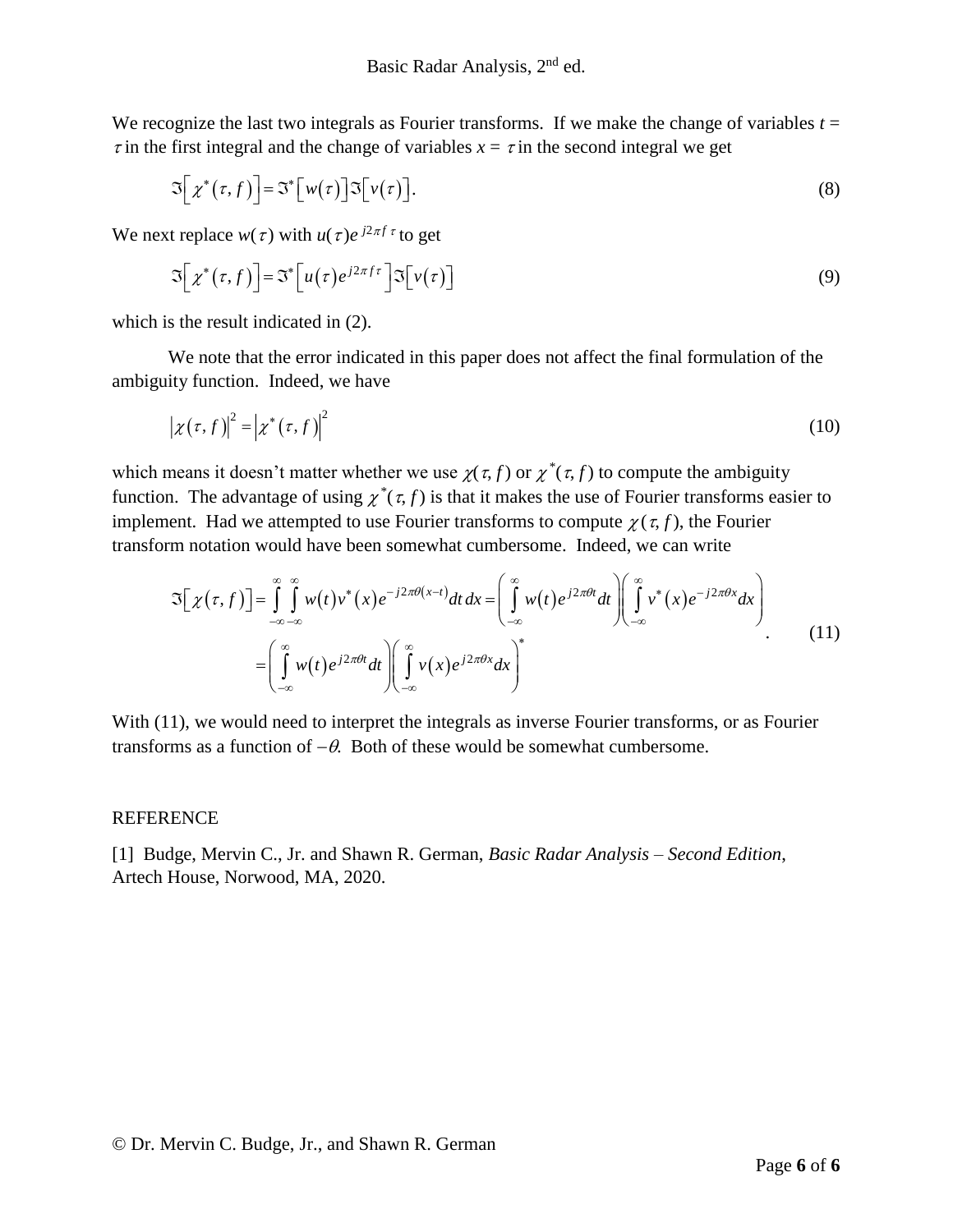We recognize the last two integrals as Fourier transforms. If we make the change of variables $t = \tau$ in the first integral and the change of variables $x = \tau$ in the second integral we get

$$\Im\left[\chi^*(\tau,f)\right] = \Im^*\left[w(\tau)\right]\Im\left[v(\tau)\right]. \tag{8}$$

We next replace $w(\tau)$ with $u(\tau)e^{j2\pi f\tau}$ to get

$$\Im\left[\chi^*(\tau,f)\right] = \Im^*\left[u(\tau)e^{j2\pi f\tau}\right]\Im\left[v(\tau)\right] \tag{9}$$

which is the result indicated in (2).

We note that the error indicated in this paper does not affect the final formulation of the ambiguity function. Indeed, we have

$$\left|\chi(\tau,f)\right|^2 = \left|\chi^*(\tau,f)\right|^2 \tag{10}$$

which means it doesn't matter whether we use $\chi(\tau,f)$ or $\chi^*(\tau,f)$ to compute the ambiguity function. The advantage of using $\chi^*(\tau,f)$ is that it makes the use of Fourier transforms easier to implement. Had we attempted to use Fourier transforms to compute $\chi(\tau,f)$, the Fourier transform notation would have been somewhat cumbersome. Indeed, we can write

$$\begin{aligned}\Im\left[\chi(\tau,f)\right] &= \int_{-\infty}^{\infty}\int_{-\infty}^{\infty} w(t)v^*(x)e^{-j2\pi\theta(x-t)}dt\,dx = \left(\int_{-\infty}^{\infty} w(t)e^{j2\pi\theta t}dt\right)\left(\int_{-\infty}^{\infty} v^*(x)e^{-j2\pi\theta x}dx\right) \\ &= \left(\int_{-\infty}^{\infty} w(t)e^{j2\pi\theta t}dt\right)\left(\int_{-\infty}^{\infty} v(x)e^{j2\pi\theta x}dx\right)^*\end{aligned}. \tag{11}$$

With (11), we would need to interpret the integrals as inverse Fourier transforms, or as Fourier transforms as a function of $-\theta$. Both of these would be somewhat cumbersome.

## REFERENCE

[1] Budge, Mervin C., Jr. and Shawn R. German, *Basic Radar Analysis – Second Edition*, Artech House, Norwood, MA, 2020.

© Dr. Mervin C. Budge, Jr., and Shawn R. German